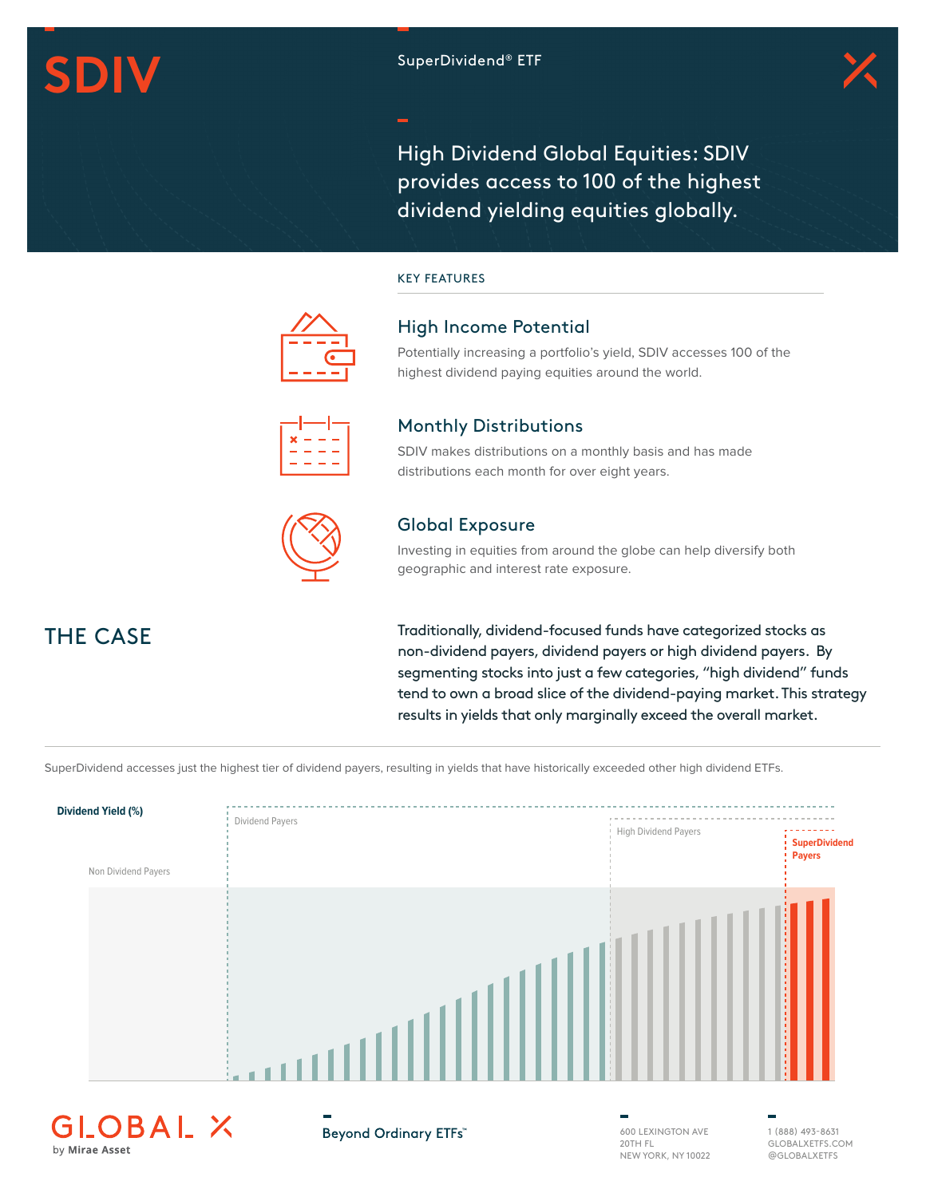# SDIV

SuperDividend® ETF

High Dividend Global Equities: SDIV provides access to 100 of the highest dividend yielding equities globally.

## KEY FEATURES

### High Income Potential

Potentially increasing a portfolio's yield, SDIV accesses 100 of the highest dividend paying equities around the world.

### Monthly Distributions

SDIV makes distributions on a monthly basis and has made distributions each month for over eight years.

### Global Exposure

Investing in equities from around the globe can help diversify both geographic and interest rate exposure.

## THE CASE

Traditionally, dividend-focused funds have categorized stocks as non-dividend payers, dividend payers or high dividend payers. By segmenting stocks into just a few categories, "high dividend" funds tend to own a broad slice of the dividend-paying market. This strategy results in yields that only marginally exceed the overall market.

SuperDividend accesses just the highest tier of dividend payers, resulting in yields that have historically exceeded other high dividend ETFs.

Dividend Yield (%)

Non Dividend Payers

Dividend Payers

High Dividend Payers

SuperDividend Payers

GLOBAL X by Mirae Asset

Beyond Ordinary ETFs™

600 LEXINGTON AVE
20TH FL
NEW YORK, NY 10022

1 (888) 493-8631
GLOBALXETFS.COM
@GLOBALXETFS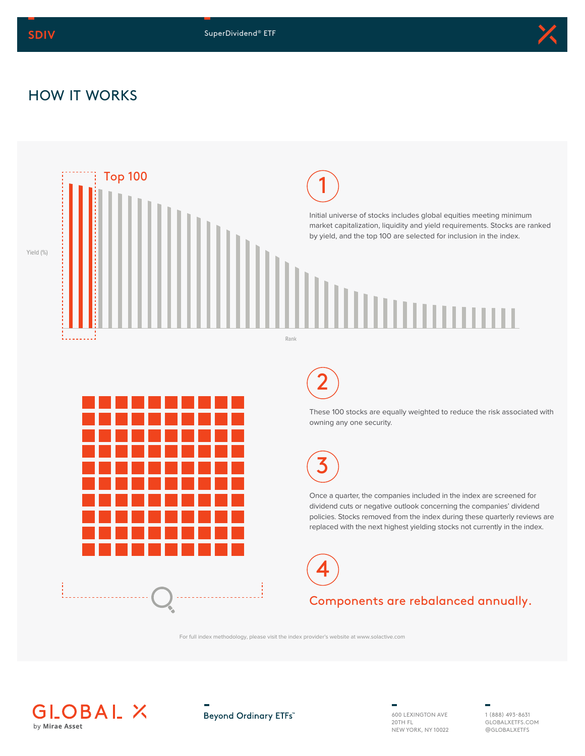## HOW IT WORKS

Top 100

Yield (%)

Rank

1

Initial universe of stocks includes global equities meeting minimum market capitalization, liquidity and yield requirements. Stocks are ranked by yield, and the top 100 are selected for inclusion in the index.

2

These 100 stocks are equally weighted to reduce the risk associated with owning any one security.

3

Once a quarter, the companies included in the index are screened for dividend cuts or negative outlook concerning the companies' dividend policies. Stocks removed from the index during these quarterly reviews are replaced with the next highest yielding stocks not currently in the index.

4

Components are rebalanced annually.

For full index methodology, please visit the index provider's website at www.solactive.com

GLOBAL X by Mirae Asset

Beyond Ordinary ETFs™

600 LEXINGTON AVE
20TH FL
NEW YORK, NY 10022

1 (888) 493-8631
GLOBALXETFS.COM
@GLOBALXETFS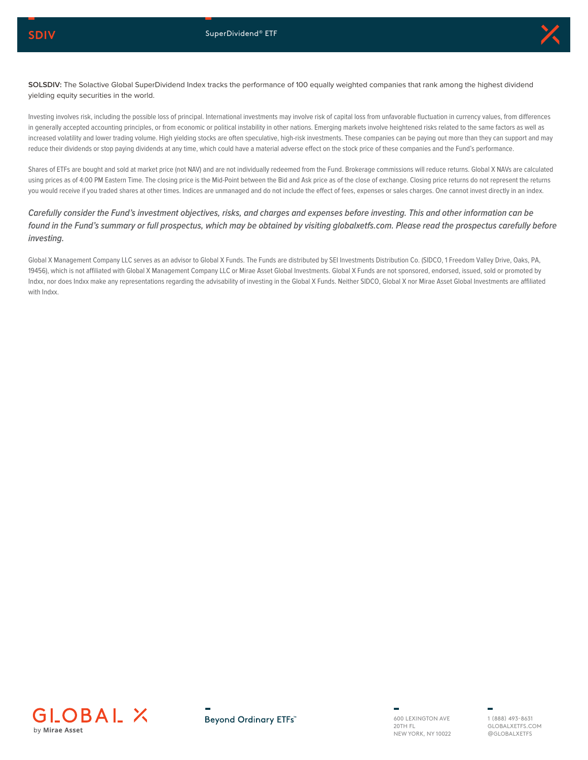**SOLSDIV:** The Solactive Global SuperDividend Index tracks the performance of 100 equally weighted companies that rank among the highest dividend yielding equity securities in the world.

Investing involves risk, including the possible loss of principal. International investments may involve risk of capital loss from unfavorable fluctuation in currency values, from differences in generally accepted accounting principles, or from economic or political instability in other nations. Emerging markets involve heightened risks related to the same factors as well as increased volatility and lower trading volume. High yielding stocks are often speculative, high-risk investments. These companies can be paying out more than they can support and may reduce their dividends or stop paying dividends at any time, which could have a material adverse effect on the stock price of these companies and the Fund's performance.

Shares of ETFs are bought and sold at market price (not NAV) and are not individually redeemed from the Fund. Brokerage commissions will reduce returns. Global X NAVs are calculated using prices as of 4:00 PM Eastern Time. The closing price is the Mid-Point between the Bid and Ask price as of the close of exchange. Closing price returns do not represent the returns you would receive if you traded shares at other times. Indices are unmanaged and do not include the effect of fees, expenses or sales charges. One cannot invest directly in an index.

***Carefully consider the Fund's investment objectives, risks, and charges and expenses before investing. This and other information can be found in the Fund's summary or full prospectus, which may be obtained by visiting globalxetfs.com. Please read the prospectus carefully before investing.***

Global X Management Company LLC serves as an advisor to Global X Funds. The Funds are distributed by SEI Investments Distribution Co. (SIDCO, 1 Freedom Valley Drive, Oaks, PA, 19456), which is not affiliated with Global X Management Company LLC or Mirae Asset Global Investments. Global X Funds are not sponsored, endorsed, issued, sold or promoted by Indxx, nor does Indxx make any representations regarding the advisability of investing in the Global X Funds. Neither SIDCO, Global X nor Mirae Asset Global Investments are affiliated with Indxx.

GLOBAL X by Mirae Asset

Beyond Ordinary ETFs™

600 LEXINGTON AVE
20TH FL
NEW YORK, NY 10022

1 (888) 493-8631
GLOBALXETFS.COM
@GLOBALXETFS